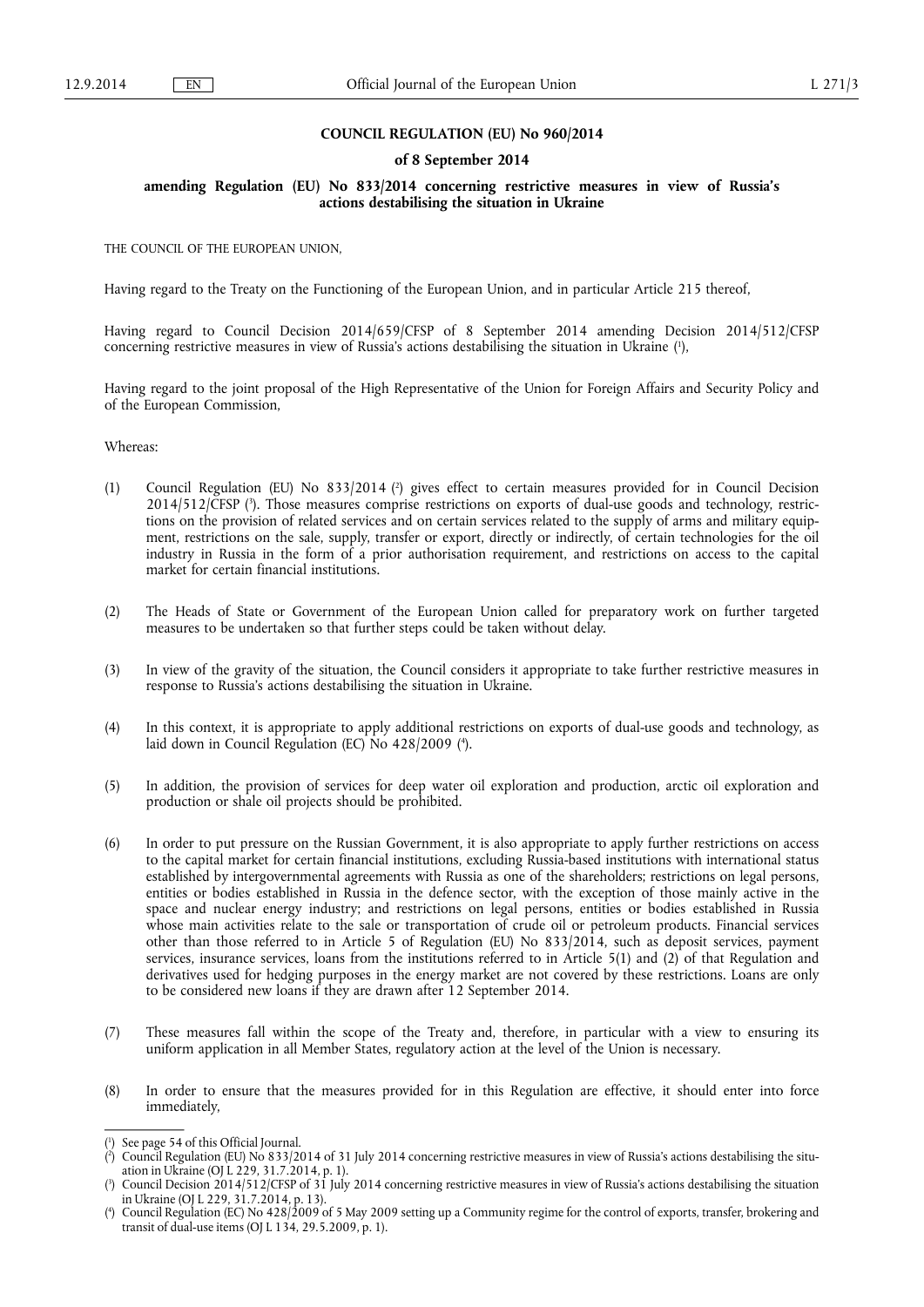**COUNCIL REGULATION (EU) No 960/2014**

**of 8 September 2014**

**amending Regulation (EU) No 833/2014 concerning restrictive measures in view of Russia's actions destabilising the situation in Ukraine**

THE COUNCIL OF THE EUROPEAN UNION,

Having regard to the Treaty on the Functioning of the European Union, and in particular Article 215 thereof,

Having regard to Council Decision 2014/659/CFSP of 8 September 2014 amending Decision 2014/512/CFSP concerning restrictive measures in view of Russia's actions destabilising the situation in Ukraine [1],

Having regard to the joint proposal of the High Representative of the Union for Foreign Affairs and Security Policy and of the European Commission,

Whereas:

(1) Council Regulation (EU) No 833/2014 [2] gives effect to certain measures provided for in Council Decision 2014/512/CFSP [3]. Those measures comprise restrictions on exports of dual-use goods and technology, restrictions on the provision of related services and on certain services related to the supply of arms and military equipment, restrictions on the sale, supply, transfer or export, directly or indirectly, of certain technologies for the oil industry in Russia in the form of a prior authorisation requirement, and restrictions on access to the capital market for certain financial institutions.

(2) The Heads of State or Government of the European Union called for preparatory work on further targeted measures to be undertaken so that further steps could be taken without delay.

(3) In view of the gravity of the situation, the Council considers it appropriate to take further restrictive measures in response to Russia's actions destabilising the situation in Ukraine.

(4) In this context, it is appropriate to apply additional restrictions on exports of dual-use goods and technology, as laid down in Council Regulation (EC) No 428/2009 [4].

(5) In addition, the provision of services for deep water oil exploration and production, arctic oil exploration and production or shale oil projects should be prohibited.

(6) In order to put pressure on the Russian Government, it is also appropriate to apply further restrictions on access to the capital market for certain financial institutions, excluding Russia-based institutions with international status established by intergovernmental agreements with Russia as one of the shareholders; restrictions on legal persons, entities or bodies established in Russia in the defence sector, with the exception of those mainly active in the space and nuclear energy industry; and restrictions on legal persons, entities or bodies established in Russia whose main activities relate to the sale or transportation of crude oil or petroleum products. Financial services other than those referred to in Article 5 of Regulation (EU) No 833/2014, such as deposit services, payment services, insurance services, loans from the institutions referred to in Article 5(1) and (2) of that Regulation and derivatives used for hedging purposes in the energy market are not covered by these restrictions. Loans are only to be considered new loans if they are drawn after 12 September 2014.

(7) These measures fall within the scope of the Treaty and, therefore, in particular with a view to ensuring its uniform application in all Member States, regulatory action at the level of the Union is necessary.

(8) In order to ensure that the measures provided for in this Regulation are effective, it should enter into force immediately,

[1] See page 54 of this Official Journal.

[2] Council Regulation (EU) No 833/2014 of 31 July 2014 concerning restrictive measures in view of Russia's actions destabilising the situation in Ukraine (OJ L 229, 31.7.2014, p. 1).

[3] Council Decision 2014/512/CFSP of 31 July 2014 concerning restrictive measures in view of Russia's actions destabilising the situation in Ukraine (OJ L 229, 31.7.2014, p. 13).

[4] Council Regulation (EC) No 428/2009 of 5 May 2009 setting up a Community regime for the control of exports, transfer, brokering and transit of dual-use items (OJ L 134, 29.5.2009, p. 1).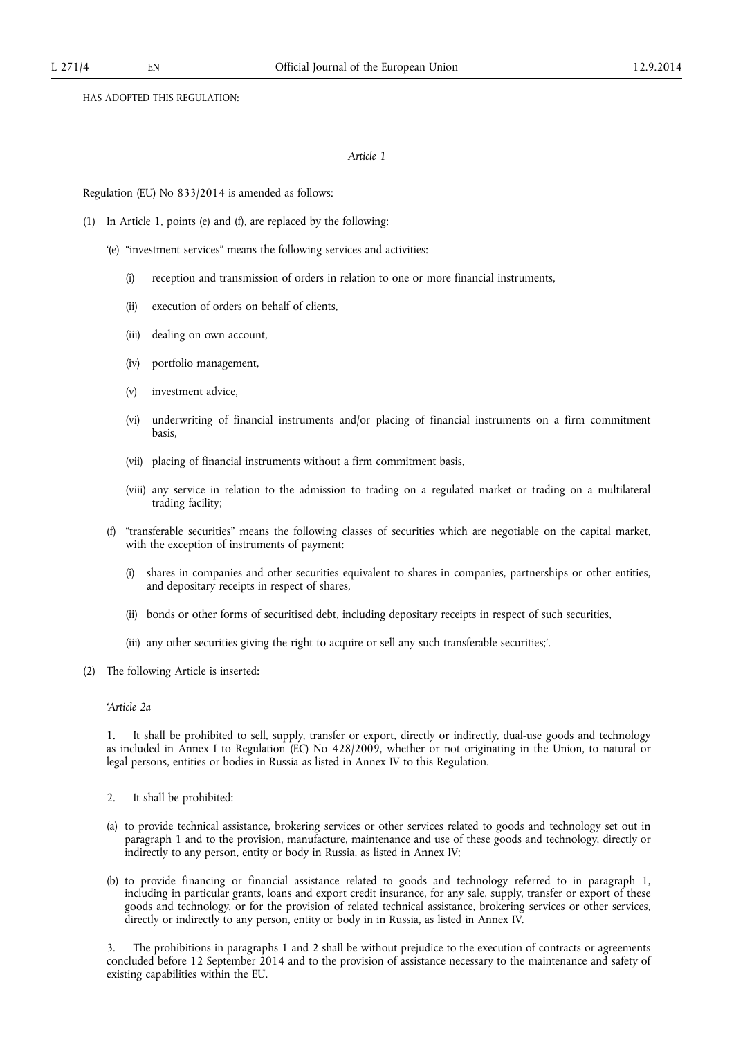HAS ADOPTED THIS REGULATION:

*Article 1*

Regulation (EU) No 833/2014 is amended as follows:

(1) In Article 1, points (e) and (f), are replaced by the following:

'(e) "investment services" means the following services and activities:

(i) reception and transmission of orders in relation to one or more financial instruments,

(ii) execution of orders on behalf of clients,

(iii) dealing on own account,

(iv) portfolio management,

(v) investment advice,

(vi) underwriting of financial instruments and/or placing of financial instruments on a firm commitment basis,

(vii) placing of financial instruments without a firm commitment basis,

(viii) any service in relation to the admission to trading on a regulated market or trading on a multilateral trading facility;

(f) "transferable securities" means the following classes of securities which are negotiable on the capital market, with the exception of instruments of payment:

(i) shares in companies and other securities equivalent to shares in companies, partnerships or other entities, and depositary receipts in respect of shares,

(ii) bonds or other forms of securitised debt, including depositary receipts in respect of such securities,

(iii) any other securities giving the right to acquire or sell any such transferable securities;'.

(2) The following Article is inserted:

*'Article 2a*

1. It shall be prohibited to sell, supply, transfer or export, directly or indirectly, dual-use goods and technology as included in Annex I to Regulation (EC) No 428/2009, whether or not originating in the Union, to natural or legal persons, entities or bodies in Russia as listed in Annex IV to this Regulation.

2. It shall be prohibited:

(a) to provide technical assistance, brokering services or other services related to goods and technology set out in paragraph 1 and to the provision, manufacture, maintenance and use of these goods and technology, directly or indirectly to any person, entity or body in Russia, as listed in Annex IV;

(b) to provide financing or financial assistance related to goods and technology referred to in paragraph 1, including in particular grants, loans and export credit insurance, for any sale, supply, transfer or export of these goods and technology, or for the provision of related technical assistance, brokering services or other services, directly or indirectly to any person, entity or body in in Russia, as listed in Annex IV.

3. The prohibitions in paragraphs 1 and 2 shall be without prejudice to the execution of contracts or agreements concluded before 12 September 2014 and to the provision of assistance necessary to the maintenance and safety of existing capabilities within the EU.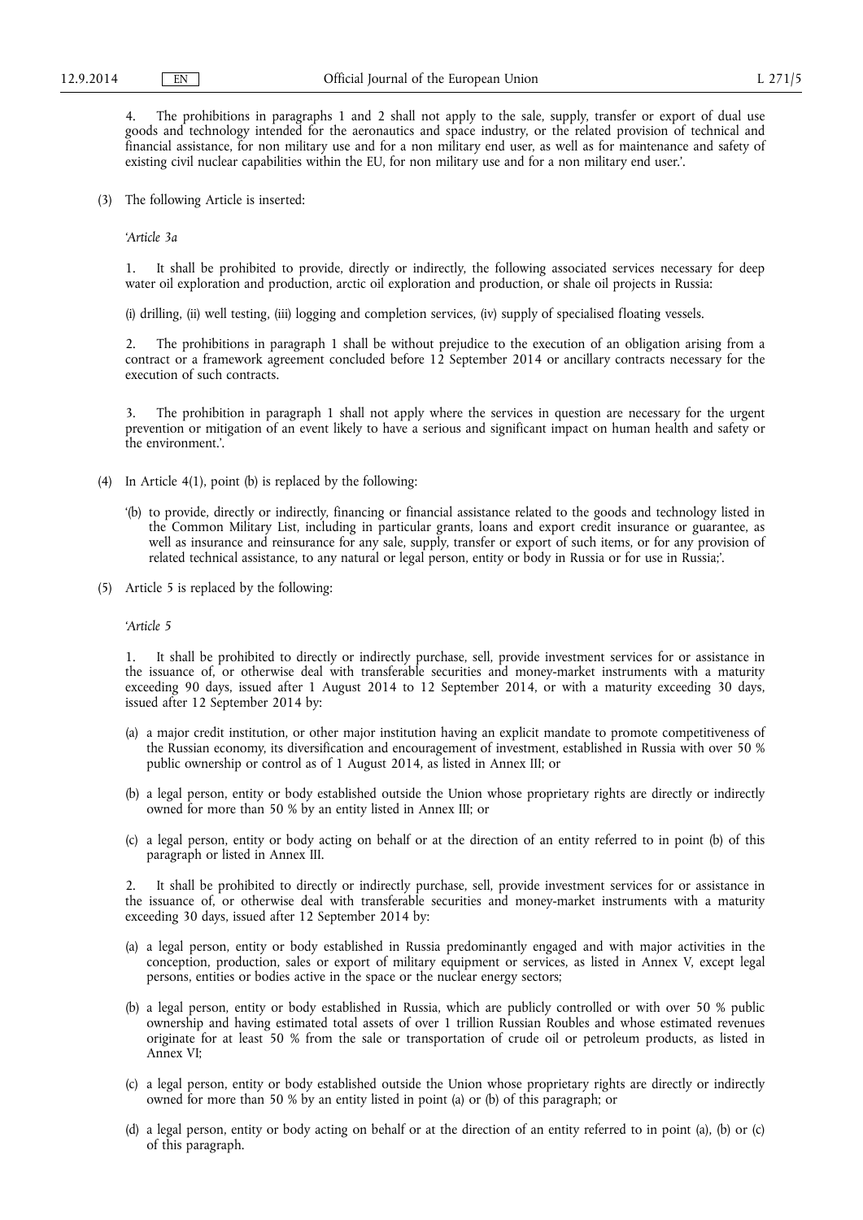4. The prohibitions in paragraphs 1 and 2 shall not apply to the sale, supply, transfer or export of dual use goods and technology intended for the aeronautics and space industry, or the related provision of technical and financial assistance, for non military use and for a non military end user, as well as for maintenance and safety of existing civil nuclear capabilities within the EU, for non military use and for a non military end user.'.

(3) The following Article is inserted:

*'Article 3a*

1. It shall be prohibited to provide, directly or indirectly, the following associated services necessary for deep water oil exploration and production, arctic oil exploration and production, or shale oil projects in Russia:

(i) drilling, (ii) well testing, (iii) logging and completion services, (iv) supply of specialised floating vessels.

2. The prohibitions in paragraph 1 shall be without prejudice to the execution of an obligation arising from a contract or a framework agreement concluded before 12 September 2014 or ancillary contracts necessary for the execution of such contracts.

3. The prohibition in paragraph 1 shall not apply where the services in question are necessary for the urgent prevention or mitigation of an event likely to have a serious and significant impact on human health and safety or the environment.'.

(4) In Article 4(1), point (b) is replaced by the following:

'(b) to provide, directly or indirectly, financing or financial assistance related to the goods and technology listed in the Common Military List, including in particular grants, loans and export credit insurance or guarantee, as well as insurance and reinsurance for any sale, supply, transfer or export of such items, or for any provision of related technical assistance, to any natural or legal person, entity or body in Russia or for use in Russia;'.

(5) Article 5 is replaced by the following:

*'Article 5*

1. It shall be prohibited to directly or indirectly purchase, sell, provide investment services for or assistance in the issuance of, or otherwise deal with transferable securities and money-market instruments with a maturity exceeding 90 days, issued after 1 August 2014 to 12 September 2014, or with a maturity exceeding 30 days, issued after 12 September 2014 by:

(a) a major credit institution, or other major institution having an explicit mandate to promote competitiveness of the Russian economy, its diversification and encouragement of investment, established in Russia with over 50 % public ownership or control as of 1 August 2014, as listed in Annex III; or

(b) a legal person, entity or body established outside the Union whose proprietary rights are directly or indirectly owned for more than 50 % by an entity listed in Annex III; or

(c) a legal person, entity or body acting on behalf or at the direction of an entity referred to in point (b) of this paragraph or listed in Annex III.

2. It shall be prohibited to directly or indirectly purchase, sell, provide investment services for or assistance in the issuance of, or otherwise deal with transferable securities and money-market instruments with a maturity exceeding 30 days, issued after 12 September 2014 by:

(a) a legal person, entity or body established in Russia predominantly engaged and with major activities in the conception, production, sales or export of military equipment or services, as listed in Annex V, except legal persons, entities or bodies active in the space or the nuclear energy sectors;

(b) a legal person, entity or body established in Russia, which are publicly controlled or with over 50 % public ownership and having estimated total assets of over 1 trillion Russian Roubles and whose estimated revenues originate for at least 50 % from the sale or transportation of crude oil or petroleum products, as listed in Annex VI;

(c) a legal person, entity or body established outside the Union whose proprietary rights are directly or indirectly owned for more than 50 % by an entity listed in point (a) or (b) of this paragraph; or

(d) a legal person, entity or body acting on behalf or at the direction of an entity referred to in point (a), (b) or (c) of this paragraph.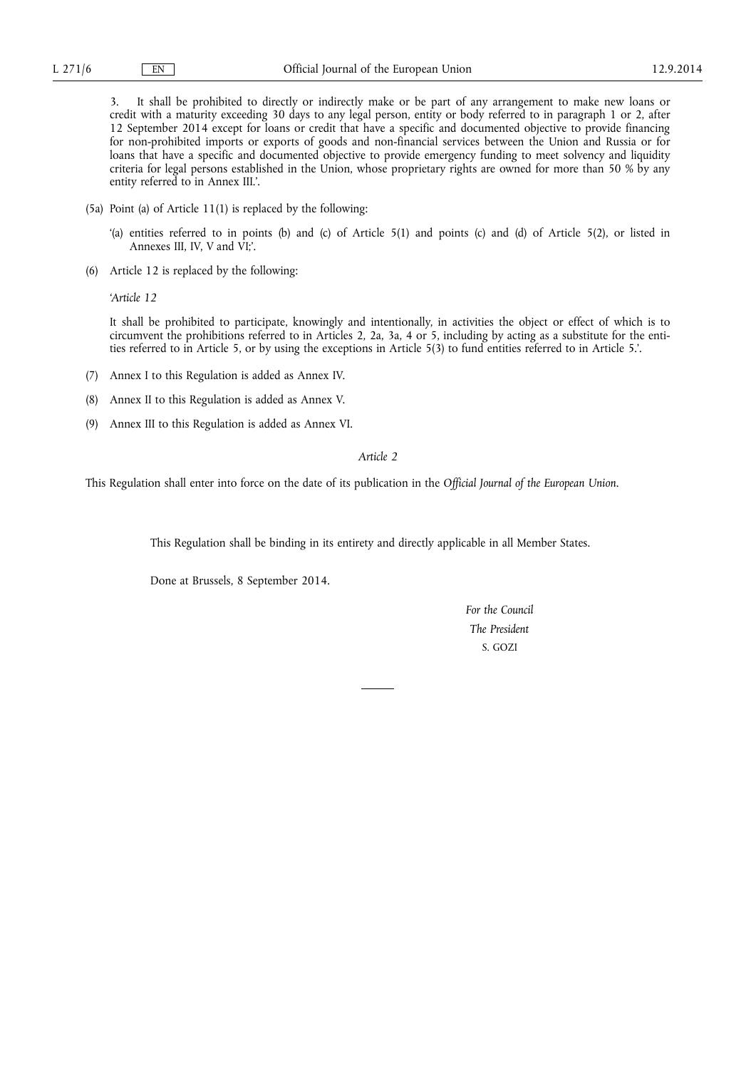3. It shall be prohibited to directly or indirectly make or be part of any arrangement to make new loans or credit with a maturity exceeding 30 days to any legal person, entity or body referred to in paragraph 1 or 2, after 12 September 2014 except for loans or credit that have a specific and documented objective to provide financing for non-prohibited imports or exports of goods and non-financial services between the Union and Russia or for loans that have a specific and documented objective to provide emergency funding to meet solvency and liquidity criteria for legal persons established in the Union, whose proprietary rights are owned for more than 50 % by any entity referred to in Annex III.'.

(5a) Point (a) of Article 11(1) is replaced by the following:

'(a) entities referred to in points (b) and (c) of Article 5(1) and points (c) and (d) of Article 5(2), or listed in Annexes III, IV, V and VI;'.

(6) Article 12 is replaced by the following:

*'Article 12*

It shall be prohibited to participate, knowingly and intentionally, in activities the object or effect of which is to circumvent the prohibitions referred to in Articles 2, 2a, 3a, 4 or 5, including by acting as a substitute for the entities referred to in Article 5, or by using the exceptions in Article 5(3) to fund entities referred to in Article 5.'.

(7) Annex I to this Regulation is added as Annex IV.

(8) Annex II to this Regulation is added as Annex V.

(9) Annex III to this Regulation is added as Annex VI.

*Article 2*

This Regulation shall enter into force on the date of its publication in the *Official Journal of the European Union*.

This Regulation shall be binding in its entirety and directly applicable in all Member States.

Done at Brussels, 8 September 2014.

*For the Council*

*The President*

S. GOZI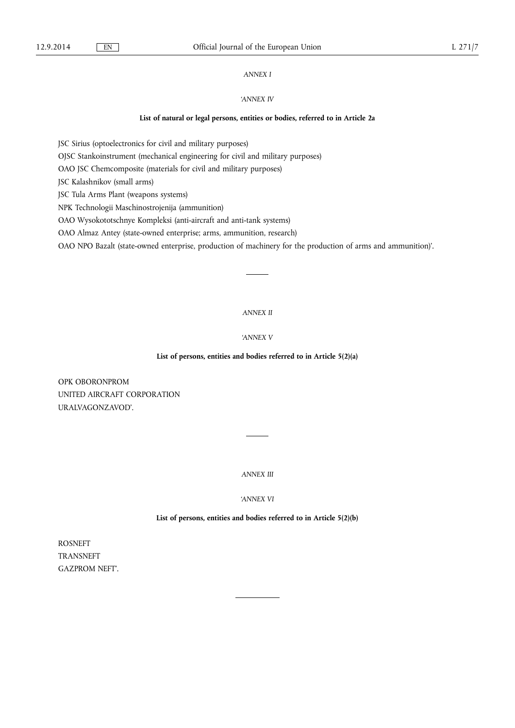*ANNEX I*

*'ANNEX IV*

**List of natural or legal persons, entities or bodies, referred to in Article 2a**

JSC Sirius (optoelectronics for civil and military purposes)

OJSC Stankoinstrument (mechanical engineering for civil and military purposes)

OAO JSC Chemcomposite (materials for civil and military purposes)

JSC Kalashnikov (small arms)

JSC Tula Arms Plant (weapons systems)

NPK Technologii Maschinostrojenija (ammunition)

OAO Wysokototschnye Kompleksi (anti-aircraft and anti-tank systems)

OAO Almaz Antey (state-owned enterprise; arms, ammunition, research)

OAO NPO Bazalt (state-owned enterprise, production of machinery for the production of arms and ammunition)'.

*ANNEX II*

*'ANNEX V*

**List of persons, entities and bodies referred to in Article 5(2)(a)**

OPK OBORONPROM

UNITED AIRCRAFT CORPORATION

URALVAGONZAVOD'.

*ANNEX III*

*'ANNEX VI*

**List of persons, entities and bodies referred to in Article 5(2)(b)**

ROSNEFT

TRANSNEFT

GAZPROM NEFT'.